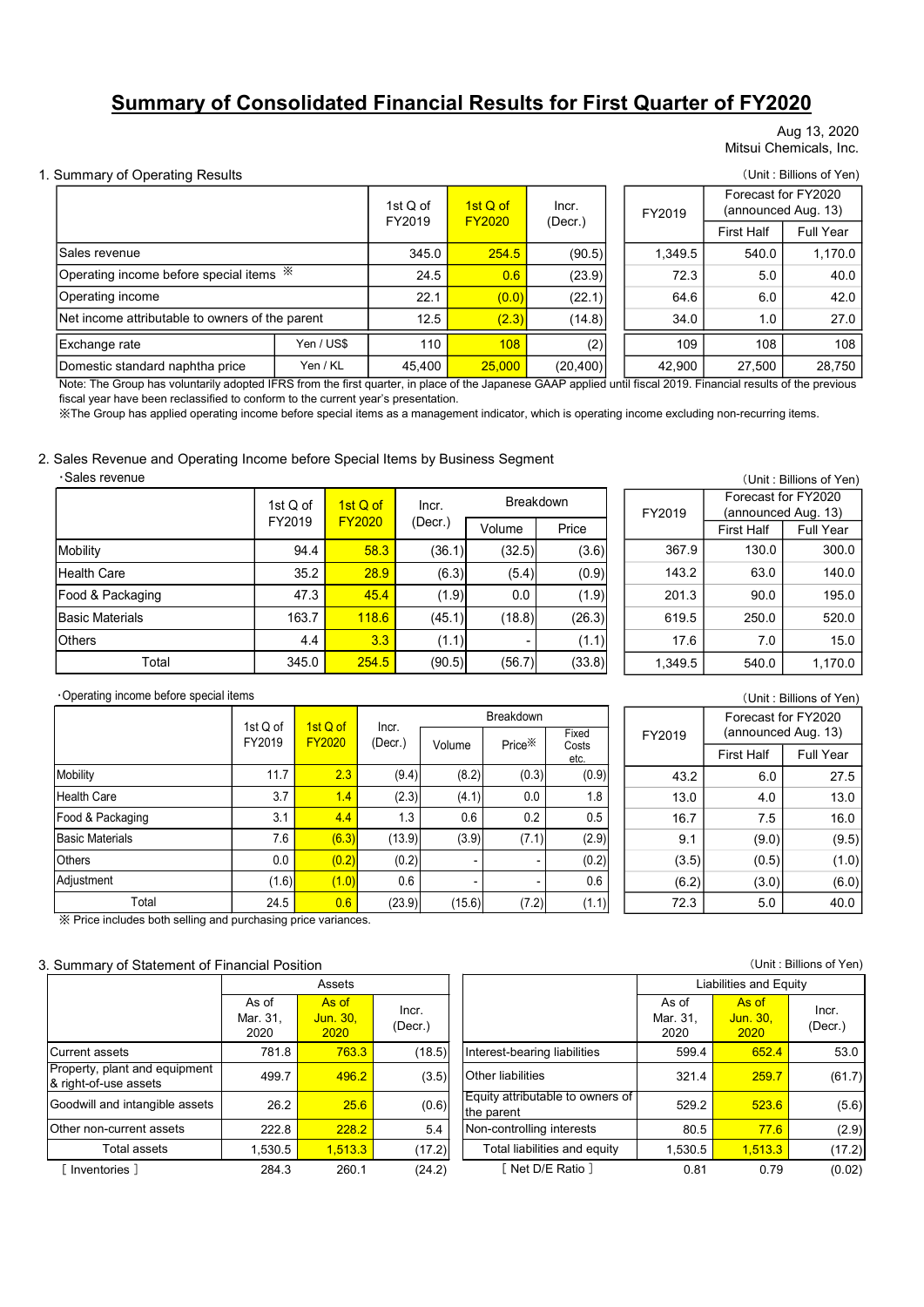# Summary of Consolidated Financial Results for First Quarter of FY2020

Aug 13, 2020
Mitsui Chemicals, Inc.

## 1. Summary of Operating Results

(Unit : Billions of Yen)

| | | 1st Q of FY2019 | 1st Q of FY2020 | Incr. (Decr.) | FY2019 | Forecast for FY2020 (announced Aug. 13) | |
|---|---|---|---|---|---|---|---|
| | | | | | | First Half | Full Year |
| Sales revenue | | 345.0 | 254.5 | (90.5) | 1,349.5 | 540.0 | 1,170.0 |
| Operating income before special items ※ | | 24.5 | 0.6 | (23.9) | 72.3 | 5.0 | 40.0 |
| Operating income | | 22.1 | (0.0) | (22.1) | 64.6 | 6.0 | 42.0 |
| Net income attributable to owners of the parent | | 12.5 | (2.3) | (14.8) | 34.0 | 1.0 | 27.0 |
| Exchange rate | Yen / US$ | 110 | 108 | (2) | 109 | 108 | 108 |
| Domestic standard naphtha price | Yen / KL | 45,400 | 25,000 | (20,400) | 42,900 | 27,500 | 28,750 |

Note: The Group has voluntarily adopted IFRS from the first quarter, in place of the Japanese GAAP applied until fiscal 2019. Financial results of the previous fiscal year have been reclassified to conform to the current year's presentation.

※The Group has applied operating income before special items as a management indicator, which is operating income excluding non-recurring items.

## 2. Sales Revenue and Operating Income before Special Items by Business Segment

・Sales revenue

(Unit : Billions of Yen)

| | 1st Q of FY2019 | 1st Q of FY2020 | Incr. (Decr.) | Breakdown | | FY2019 | Forecast for FY2020 (announced Aug. 13) | |
|---|---|---|---|---|---|---|---|---|
| | | | | Volume | Price | | First Half | Full Year |
| Mobility | 94.4 | 58.3 | (36.1) | (32.5) | (3.6) | 367.9 | 130.0 | 300.0 |
| Health Care | 35.2 | 28.9 | (6.3) | (5.4) | (0.9) | 143.2 | 63.0 | 140.0 |
| Food & Packaging | 47.3 | 45.4 | (1.9) | 0.0 | (1.9) | 201.3 | 90.0 | 195.0 |
| Basic Materials | 163.7 | 118.6 | (45.1) | (18.8) | (26.3) | 619.5 | 250.0 | 520.0 |
| Others | 4.4 | 3.3 | (1.1) | - | (1.1) | 17.6 | 7.0 | 15.0 |
| Total | 345.0 | 254.5 | (90.5) | (56.7) | (33.8) | 1,349.5 | 540.0 | 1,170.0 |

・Operating income before special items

(Unit : Billions of Yen)

| | 1st Q of FY2019 | 1st Q of FY2020 | Incr. (Decr.) | Breakdown | | | FY2019 | Forecast for FY2020 (announced Aug. 13) | |
|---|---|---|---|---|---|---|---|---|---|
| | | | | Volume | Price※ | Fixed Costs etc. | | First Half | Full Year |
| Mobility | 11.7 | 2.3 | (9.4) | (8.2) | (0.3) | (0.9) | 43.2 | 6.0 | 27.5 |
| Health Care | 3.7 | 1.4 | (2.3) | (4.1) | 0.0 | 1.8 | 13.0 | 4.0 | 13.0 |
| Food & Packaging | 3.1 | 4.4 | 1.3 | 0.6 | 0.2 | 0.5 | 16.7 | 7.5 | 16.0 |
| Basic Materials | 7.6 | (6.3) | (13.9) | (3.9) | (7.1) | (2.9) | 9.1 | (9.0) | (9.5) |
| Others | 0.0 | (0.2) | (0.2) | - | - | (0.2) | (3.5) | (0.5) | (1.0) |
| Adjustment | (1.6) | (1.0) | 0.6 | - | - | 0.6 | (6.2) | (3.0) | (6.0) |
| Total | 24.5 | 0.6 | (23.9) | (15.6) | (7.2) | (1.1) | 72.3 | 5.0 | 40.0 |

※ Price includes both selling and purchasing price variances.

## 3. Summary of Statement of Financial Position

(Unit : Billions of Yen)

| | Assets | | |
|---|---|---|---|
| | As of Mar. 31, 2020 | As of Jun. 30, 2020 | Incr. (Decr.) |
| Current assets | 781.8 | 763.3 | (18.5) |
| Property, plant and equipment & right-of-use assets | 499.7 | 496.2 | (3.5) |
| Goodwill and intangible assets | 26.2 | 25.6 | (0.6) |
| Other non-current assets | 222.8 | 228.2 | 5.4 |
| Total assets | 1,530.5 | 1,513.3 | (17.2) |
| [ Inventories ] | 284.3 | 260.1 | (24.2) |

| | Liabilities and Equity | | |
|---|---|---|---|
| | As of Mar. 31, 2020 | As of Jun. 30, 2020 | Incr. (Decr.) |
| Interest-bearing liabilities | 599.4 | 652.4 | 53.0 |
| Other liabilities | 321.4 | 259.7 | (61.7) |
| Equity attributable to owners of the parent | 529.2 | 523.6 | (5.6) |
| Non-controlling interests | 80.5 | 77.6 | (2.9) |
| Total liabilities and equity | 1,530.5 | 1,513.3 | (17.2) |
| [ Net D/E Ratio ] | 0.81 | 0.79 | (0.02) |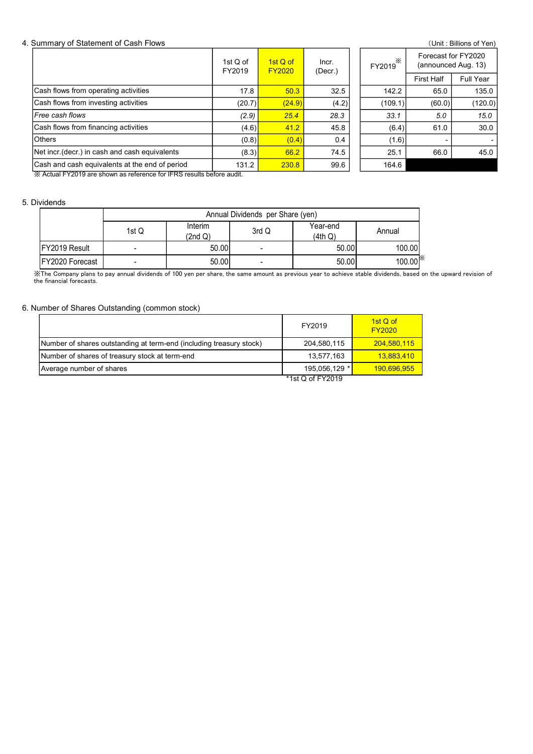## 4. Summary of Statement of Cash Flows

(Unit : Billions of Yen)

| | 1st Q of FY2019 | 1st Q of FY2020 | Incr. (Decr.) | FY2019※ | Forecast for FY2020 (announced Aug. 13) | |
|---|---|---|---|---|---|---|
| | | | | | First Half | Full Year |
| Cash flows from operating activities | 17.8 | 50.3 | 32.5 | 142.2 | 65.0 | 135.0 |
| Cash flows from investing activities | (20.7) | (24.9) | (4.2) | (109.1) | (60.0) | (120.0) |
| *Free cash flows* | *(2.9)* | *25.4* | *28.3* | *33.1* | *5.0* | *15.0* |
| Cash flows from financing activities | (4.6) | 41.2 | 45.8 | (6.4) | 61.0 | 30.0 |
| Others | (0.8) | (0.4) | 0.4 | (1.6) | - | - |
| Net incr.(decr.) in cash and cash equivalents | (8.3) | 66.2 | 74.5 | 25.1 | 66.0 | 45.0 |
| Cash and cash equivalents at the end of period | 131.2 | 230.8 | 99.6 | 164.6 | | |

※ Actual FY2019 are shown as reference for IFRS results before audit.

## 5. Dividends

| | Annual Dividends per Share (yen) | | | | |
|---|---|---|---|---|---|
| | 1st Q | Interim (2nd Q) | 3rd Q | Year-end (4th Q) | Annual |
| FY2019 Result | - | 50.00 | - | 50.00 | 100.00 |
| FY2020 Forecast | - | 50.00 | - | 50.00 | 100.00※ |

※The Company plans to pay annual dividends of 100 yen per share, the same amount as previous year to achieve stable dividends, based on the upward revision of the financial forecasts.

## 6. Number of Shares Outstanding (common stock)

| | FY2019 | 1st Q of FY2020 |
|---|---|---|
| Number of shares outstanding at term-end (including treasury stock) | 204,580,115 | 204,580,115 |
| Number of shares of treasury stock at term-end | 13,577,163 | 13,883,410 |
| Average number of shares | 195,056,129 * | 190,696,955 |

*1st Q of FY2019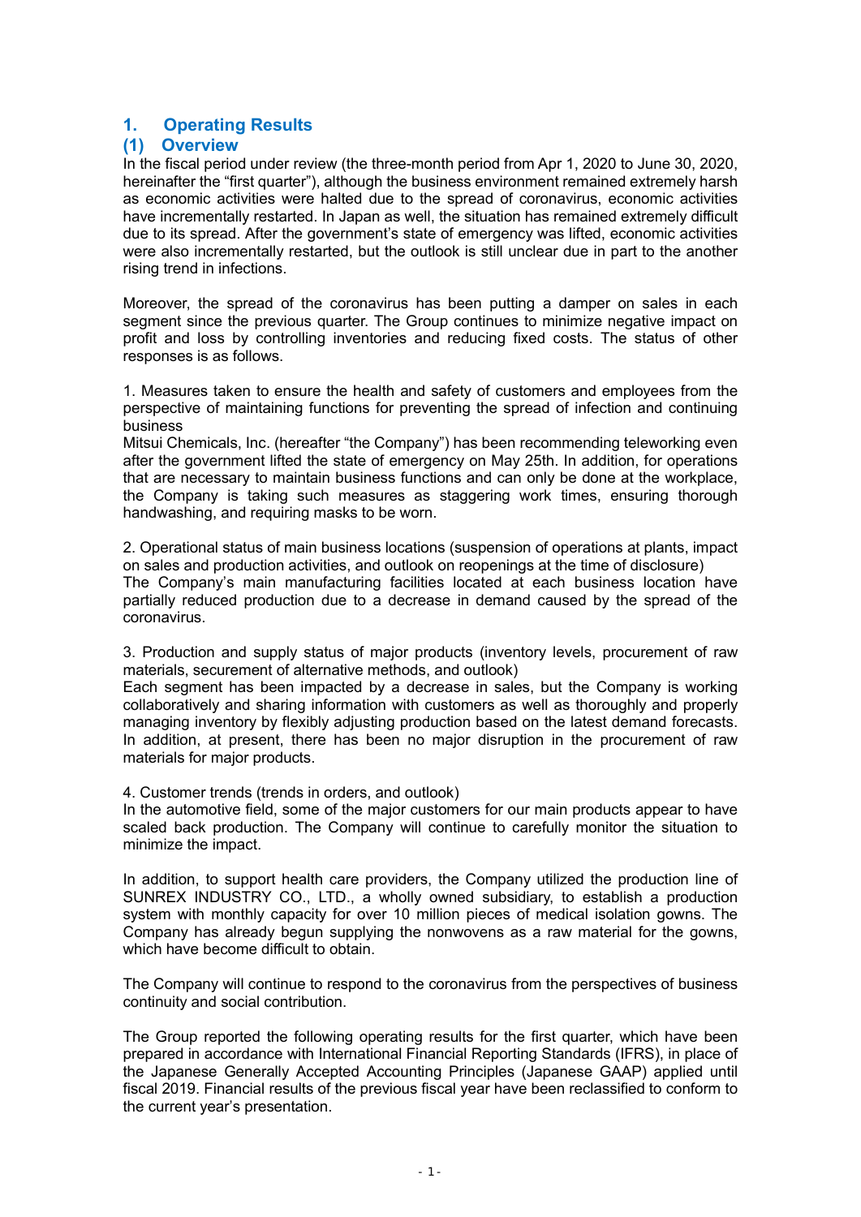# 1. Operating Results

## (1) Overview

In the fiscal period under review (the three-month period from Apr 1, 2020 to June 30, 2020, hereinafter the "first quarter"), although the business environment remained extremely harsh as economic activities were halted due to the spread of coronavirus, economic activities have incrementally restarted. In Japan as well, the situation has remained extremely difficult due to its spread. After the government's state of emergency was lifted, economic activities were also incrementally restarted, but the outlook is still unclear due in part to the another rising trend in infections.

Moreover, the spread of the coronavirus has been putting a damper on sales in each segment since the previous quarter. The Group continues to minimize negative impact on profit and loss by controlling inventories and reducing fixed costs. The status of other responses is as follows.

1. Measures taken to ensure the health and safety of customers and employees from the perspective of maintaining functions for preventing the spread of infection and continuing business

Mitsui Chemicals, Inc. (hereafter "the Company") has been recommending teleworking even after the government lifted the state of emergency on May 25th. In addition, for operations that are necessary to maintain business functions and can only be done at the workplace, the Company is taking such measures as staggering work times, ensuring thorough handwashing, and requiring masks to be worn.

2. Operational status of main business locations (suspension of operations at plants, impact on sales and production activities, and outlook on reopenings at the time of disclosure)

The Company's main manufacturing facilities located at each business location have partially reduced production due to a decrease in demand caused by the spread of the coronavirus.

3. Production and supply status of major products (inventory levels, procurement of raw materials, securement of alternative methods, and outlook)

Each segment has been impacted by a decrease in sales, but the Company is working collaboratively and sharing information with customers as well as thoroughly and properly managing inventory by flexibly adjusting production based on the latest demand forecasts. In addition, at present, there has been no major disruption in the procurement of raw materials for major products.

4. Customer trends (trends in orders, and outlook)

In the automotive field, some of the major customers for our main products appear to have scaled back production. The Company will continue to carefully monitor the situation to minimize the impact.

In addition, to support health care providers, the Company utilized the production line of SUNREX INDUSTRY CO., LTD., a wholly owned subsidiary, to establish a production system with monthly capacity for over 10 million pieces of medical isolation gowns. The Company has already begun supplying the nonwovens as a raw material for the gowns, which have become difficult to obtain.

The Company will continue to respond to the coronavirus from the perspectives of business continuity and social contribution.

The Group reported the following operating results for the first quarter, which have been prepared in accordance with International Financial Reporting Standards (IFRS), in place of the Japanese Generally Accepted Accounting Principles (Japanese GAAP) applied until fiscal 2019. Financial results of the previous fiscal year have been reclassified to conform to the current year's presentation.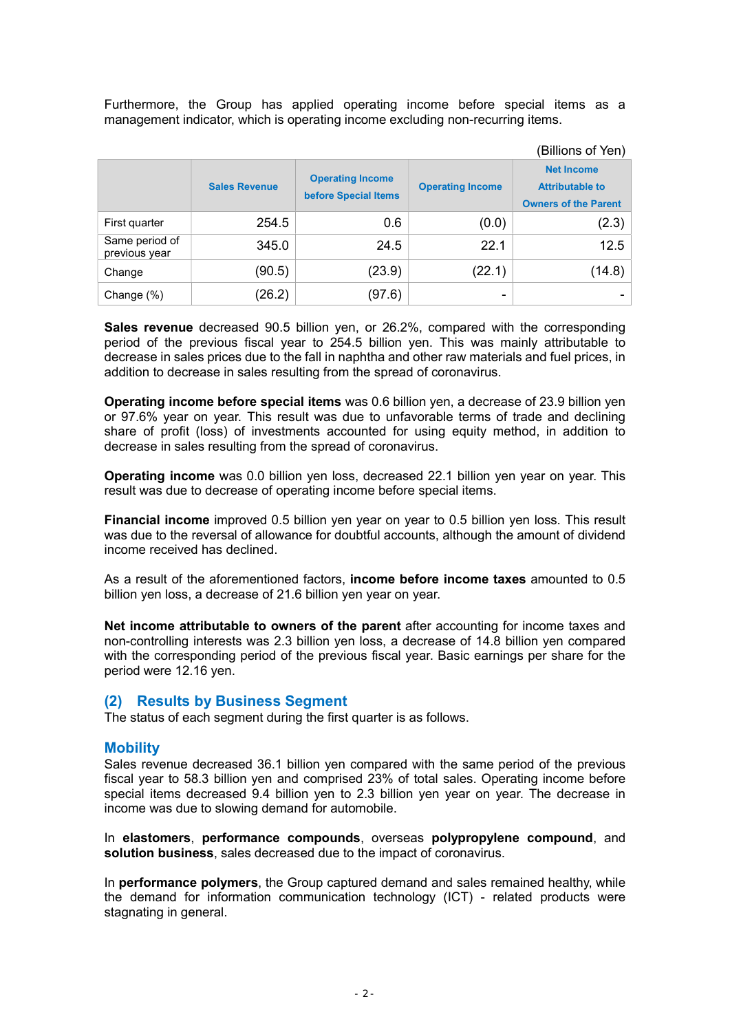Furthermore, the Group has applied operating income before special items as a management indicator, which is operating income excluding non-recurring items.

(Billions of Yen)

| | Sales Revenue | Operating Income before Special Items | Operating Income | Net Income Attributable to Owners of the Parent |
|---|---|---|---|---|
| First quarter | 254.5 | 0.6 | (0.0) | (2.3) |
| Same period of previous year | 345.0 | 24.5 | 22.1 | 12.5 |
| Change | (90.5) | (23.9) | (22.1) | (14.8) |
| Change (%) | (26.2) | (97.6) | - | - |

**Sales revenue** decreased 90.5 billion yen, or 26.2%, compared with the corresponding period of the previous fiscal year to 254.5 billion yen. This was mainly attributable to decrease in sales prices due to the fall in naphtha and other raw materials and fuel prices, in addition to decrease in sales resulting from the spread of coronavirus.

**Operating income before special items** was 0.6 billion yen, a decrease of 23.9 billion yen or 97.6% year on year. This result was due to unfavorable terms of trade and declining share of profit (loss) of investments accounted for using equity method, in addition to decrease in sales resulting from the spread of coronavirus.

**Operating income** was 0.0 billion yen loss, decreased 22.1 billion yen year on year. This result was due to decrease of operating income before special items.

**Financial income** improved 0.5 billion yen year on year to 0.5 billion yen loss. This result was due to the reversal of allowance for doubtful accounts, although the amount of dividend income received has declined.

As a result of the aforementioned factors, **income before income taxes** amounted to 0.5 billion yen loss, a decrease of 21.6 billion yen year on year.

**Net income attributable to owners of the parent** after accounting for income taxes and non-controlling interests was 2.3 billion yen loss, a decrease of 14.8 billion yen compared with the corresponding period of the previous fiscal year. Basic earnings per share for the period were 12.16 yen.

## (2) Results by Business Segment

The status of each segment during the first quarter is as follows.

### Mobility

Sales revenue decreased 36.1 billion yen compared with the same period of the previous fiscal year to 58.3 billion yen and comprised 23% of total sales. Operating income before special items decreased 9.4 billion yen to 2.3 billion yen year on year. The decrease in income was due to slowing demand for automobile.

In **elastomers**, **performance compounds**, overseas **polypropylene compound**, and **solution business**, sales decreased due to the impact of coronavirus.

In **performance polymers**, the Group captured demand and sales remained healthy, while the demand for information communication technology (ICT) - related products were stagnating in general.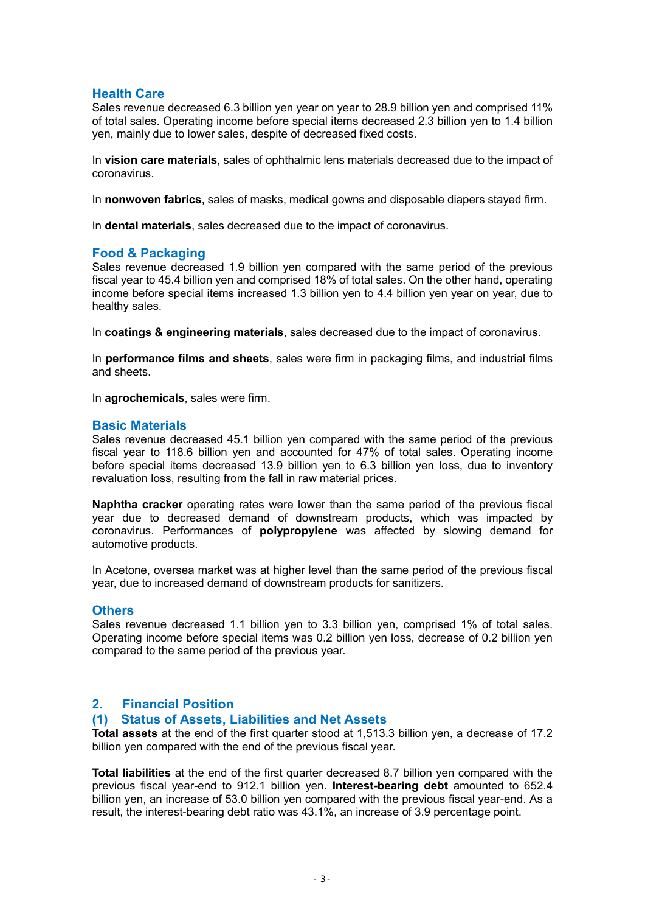### Health Care

Sales revenue decreased 6.3 billion yen year on year to 28.9 billion yen and comprised 11% of total sales. Operating income before special items decreased 2.3 billion yen to 1.4 billion yen, mainly due to lower sales, despite of decreased fixed costs.

In **vision care materials**, sales of ophthalmic lens materials decreased due to the impact of coronavirus.

In **nonwoven fabrics**, sales of masks, medical gowns and disposable diapers stayed firm.

In **dental materials**, sales decreased due to the impact of coronavirus.

### Food & Packaging

Sales revenue decreased 1.9 billion yen compared with the same period of the previous fiscal year to 45.4 billion yen and comprised 18% of total sales. On the other hand, operating income before special items increased 1.3 billion yen to 4.4 billion yen year on year, due to healthy sales.

In **coatings & engineering materials**, sales decreased due to the impact of coronavirus.

In **performance films and sheets**, sales were firm in packaging films, and industrial films and sheets.

In **agrochemicals**, sales were firm.

### Basic Materials

Sales revenue decreased 45.1 billion yen compared with the same period of the previous fiscal year to 118.6 billion yen and accounted for 47% of total sales. Operating income before special items decreased 13.9 billion yen to 6.3 billion yen loss, due to inventory revaluation loss, resulting from the fall in raw material prices.

**Naphtha cracker** operating rates were lower than the same period of the previous fiscal year due to decreased demand of downstream products, which was impacted by coronavirus. Performances of **polypropylene** was affected by slowing demand for automotive products.

In Acetone, oversea market was at higher level than the same period of the previous fiscal year, due to increased demand of downstream products for sanitizers.

### Others

Sales revenue decreased 1.1 billion yen to 3.3 billion yen, comprised 1% of total sales. Operating income before special items was 0.2 billion yen loss, decrease of 0.2 billion yen compared to the same period of the previous year.

## 2. Financial Position

### (1) Status of Assets, Liabilities and Net Assets

**Total assets** at the end of the first quarter stood at 1,513.3 billion yen, a decrease of 17.2 billion yen compared with the end of the previous fiscal year.

**Total liabilities** at the end of the first quarter decreased 8.7 billion yen compared with the previous fiscal year-end to 912.1 billion yen. **Interest-bearing debt** amounted to 652.4 billion yen, an increase of 53.0 billion yen compared with the previous fiscal year-end. As a result, the interest-bearing debt ratio was 43.1%, an increase of 3.9 percentage point.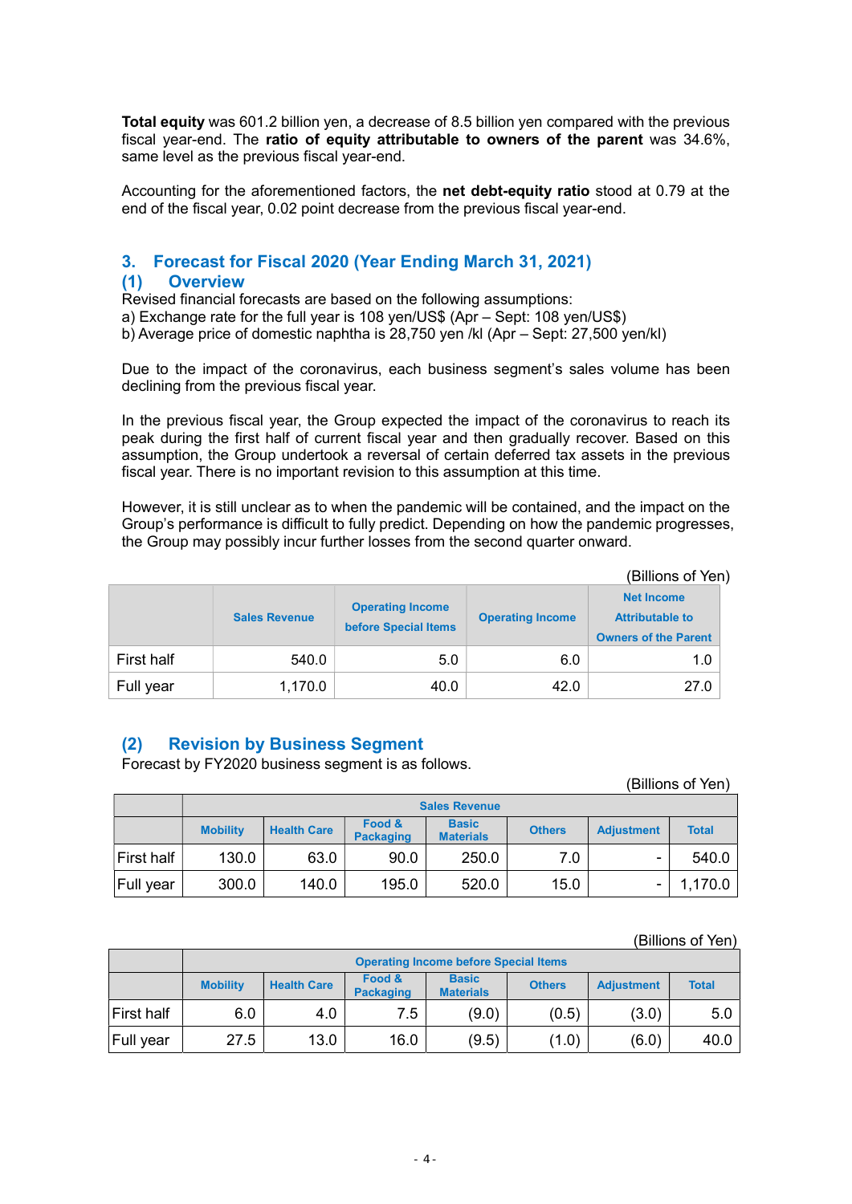**Total equity** was 601.2 billion yen, a decrease of 8.5 billion yen compared with the previous fiscal year-end. The **ratio of equity attributable to owners of the parent** was 34.6%, same level as the previous fiscal year-end.

Accounting for the aforementioned factors, the **net debt-equity ratio** stood at 0.79 at the end of the fiscal year, 0.02 point decrease from the previous fiscal year-end.

## 3. Forecast for Fiscal 2020 (Year Ending March 31, 2021)

### (1) Overview

Revised financial forecasts are based on the following assumptions:
a) Exchange rate for the full year is 108 yen/US$ (Apr – Sept: 108 yen/US$)
b) Average price of domestic naphtha is 28,750 yen /kl (Apr – Sept: 27,500 yen/kl)

Due to the impact of the coronavirus, each business segment's sales volume has been declining from the previous fiscal year.

In the previous fiscal year, the Group expected the impact of the coronavirus to reach its peak during the first half of current fiscal year and then gradually recover. Based on this assumption, the Group undertook a reversal of certain deferred tax assets in the previous fiscal year. There is no important revision to this assumption at this time.

However, it is still unclear as to when the pandemic will be contained, and the impact on the Group's performance is difficult to fully predict. Depending on how the pandemic progresses, the Group may possibly incur further losses from the second quarter onward.

(Billions of Yen)

| | Sales Revenue | Operating Income before Special Items | Operating Income | Net Income Attributable to Owners of the Parent |
|---|---|---|---|---|
| First half | 540.0 | 5.0 | 6.0 | 1.0 |
| Full year | 1,170.0 | 40.0 | 42.0 | 27.0 |

### (2) Revision by Business Segment

Forecast by FY2020 business segment is as follows.

(Billions of Yen)

| | Sales Revenue | | | | | | |
|---|---|---|---|---|---|---|---|
| | Mobility | Health Care | Food & Packaging | Basic Materials | Others | Adjustment | Total |
| First half | 130.0 | 63.0 | 90.0 | 250.0 | 7.0 | - | 540.0 |
| Full year | 300.0 | 140.0 | 195.0 | 520.0 | 15.0 | - | 1,170.0 |

(Billions of Yen)

| | Operating Income before Special Items | | | | | | |
|---|---|---|---|---|---|---|---|
| | Mobility | Health Care | Food & Packaging | Basic Materials | Others | Adjustment | Total |
| First half | 6.0 | 4.0 | 7.5 | (9.0) | (0.5) | (3.0) | 5.0 |
| Full year | 27.5 | 13.0 | 16.0 | (9.5) | (1.0) | (6.0) | 40.0 |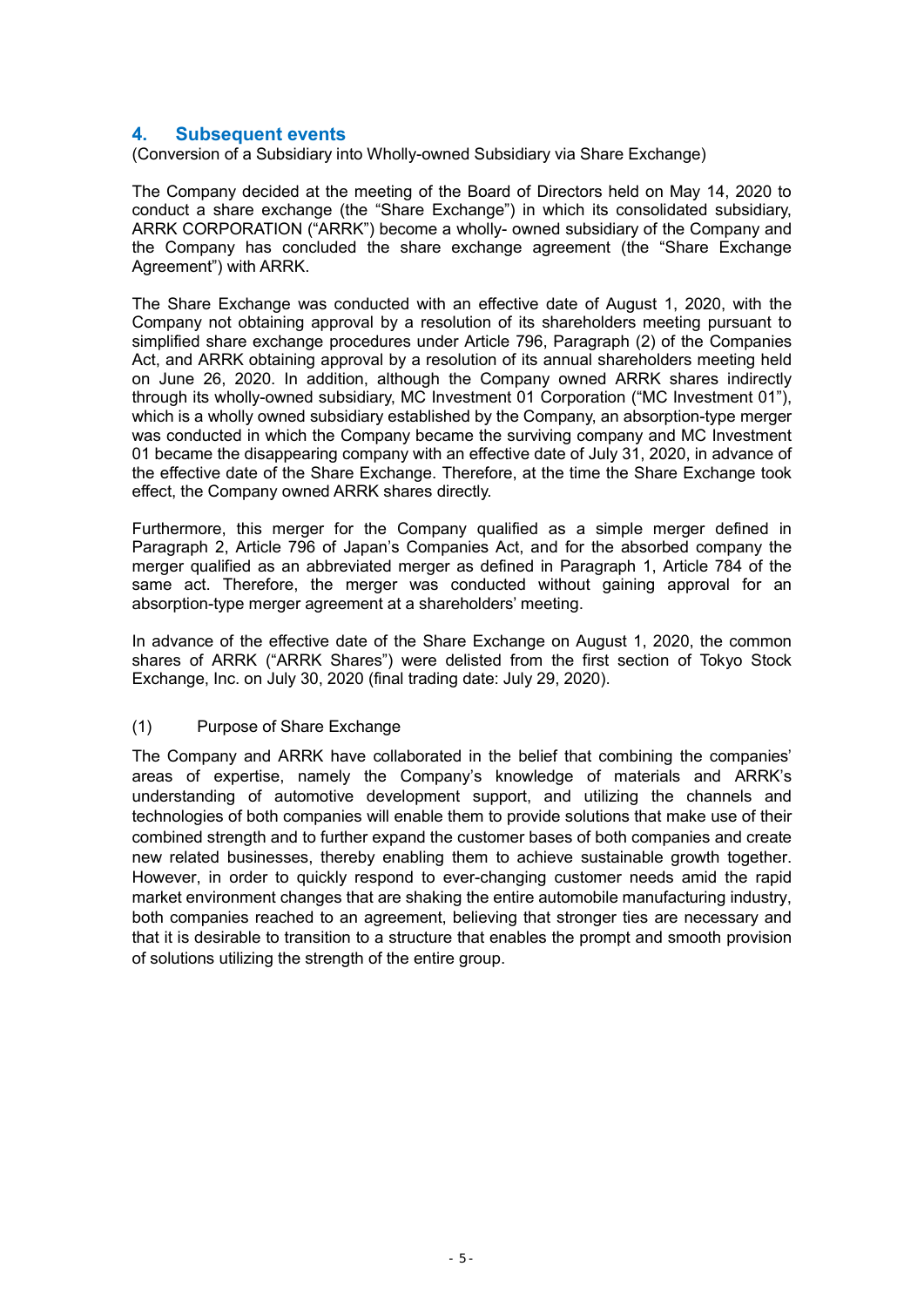## 4. Subsequent events

(Conversion of a Subsidiary into Wholly-owned Subsidiary via Share Exchange)

The Company decided at the meeting of the Board of Directors held on May 14, 2020 to conduct a share exchange (the "Share Exchange") in which its consolidated subsidiary, ARRK CORPORATION ("ARRK") become a wholly- owned subsidiary of the Company and the Company has concluded the share exchange agreement (the "Share Exchange Agreement") with ARRK.

The Share Exchange was conducted with an effective date of August 1, 2020, with the Company not obtaining approval by a resolution of its shareholders meeting pursuant to simplified share exchange procedures under Article 796, Paragraph (2) of the Companies Act, and ARRK obtaining approval by a resolution of its annual shareholders meeting held on June 26, 2020. In addition, although the Company owned ARRK shares indirectly through its wholly-owned subsidiary, MC Investment 01 Corporation ("MC Investment 01"), which is a wholly owned subsidiary established by the Company, an absorption-type merger was conducted in which the Company became the surviving company and MC Investment 01 became the disappearing company with an effective date of July 31, 2020, in advance of the effective date of the Share Exchange. Therefore, at the time the Share Exchange took effect, the Company owned ARRK shares directly.

Furthermore, this merger for the Company qualified as a simple merger defined in Paragraph 2, Article 796 of Japan's Companies Act, and for the absorbed company the merger qualified as an abbreviated merger as defined in Paragraph 1, Article 784 of the same act. Therefore, the merger was conducted without gaining approval for an absorption-type merger agreement at a shareholders' meeting.

In advance of the effective date of the Share Exchange on August 1, 2020, the common shares of ARRK ("ARRK Shares") were delisted from the first section of Tokyo Stock Exchange, Inc. on July 30, 2020 (final trading date: July 29, 2020).

(1) Purpose of Share Exchange

The Company and ARRK have collaborated in the belief that combining the companies' areas of expertise, namely the Company's knowledge of materials and ARRK's understanding of automotive development support, and utilizing the channels and technologies of both companies will enable them to provide solutions that make use of their combined strength and to further expand the customer bases of both companies and create new related businesses, thereby enabling them to achieve sustainable growth together. However, in order to quickly respond to ever-changing customer needs amid the rapid market environment changes that are shaking the entire automobile manufacturing industry, both companies reached to an agreement, believing that stronger ties are necessary and that it is desirable to transition to a structure that enables the prompt and smooth provision of solutions utilizing the strength of the entire group.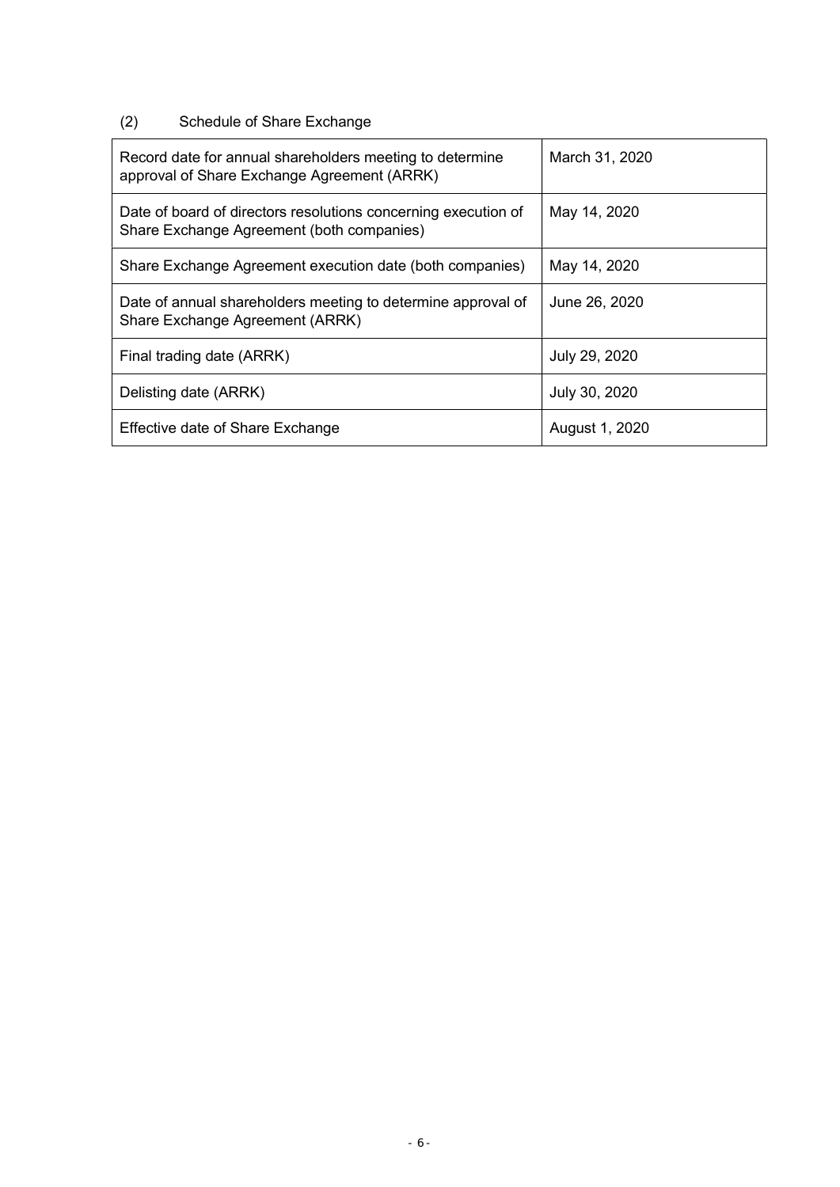## (2) Schedule of Share Exchange

| | |
|---|---|
| Record date for annual shareholders meeting to determine approval of Share Exchange Agreement (ARRK) | March 31, 2020 |
| Date of board of directors resolutions concerning execution of Share Exchange Agreement (both companies) | May 14, 2020 |
| Share Exchange Agreement execution date (both companies) | May 14, 2020 |
| Date of annual shareholders meeting to determine approval of Share Exchange Agreement (ARRK) | June 26, 2020 |
| Final trading date (ARRK) | July 29, 2020 |
| Delisting date (ARRK) | July 30, 2020 |
| Effective date of Share Exchange | August 1, 2020 |